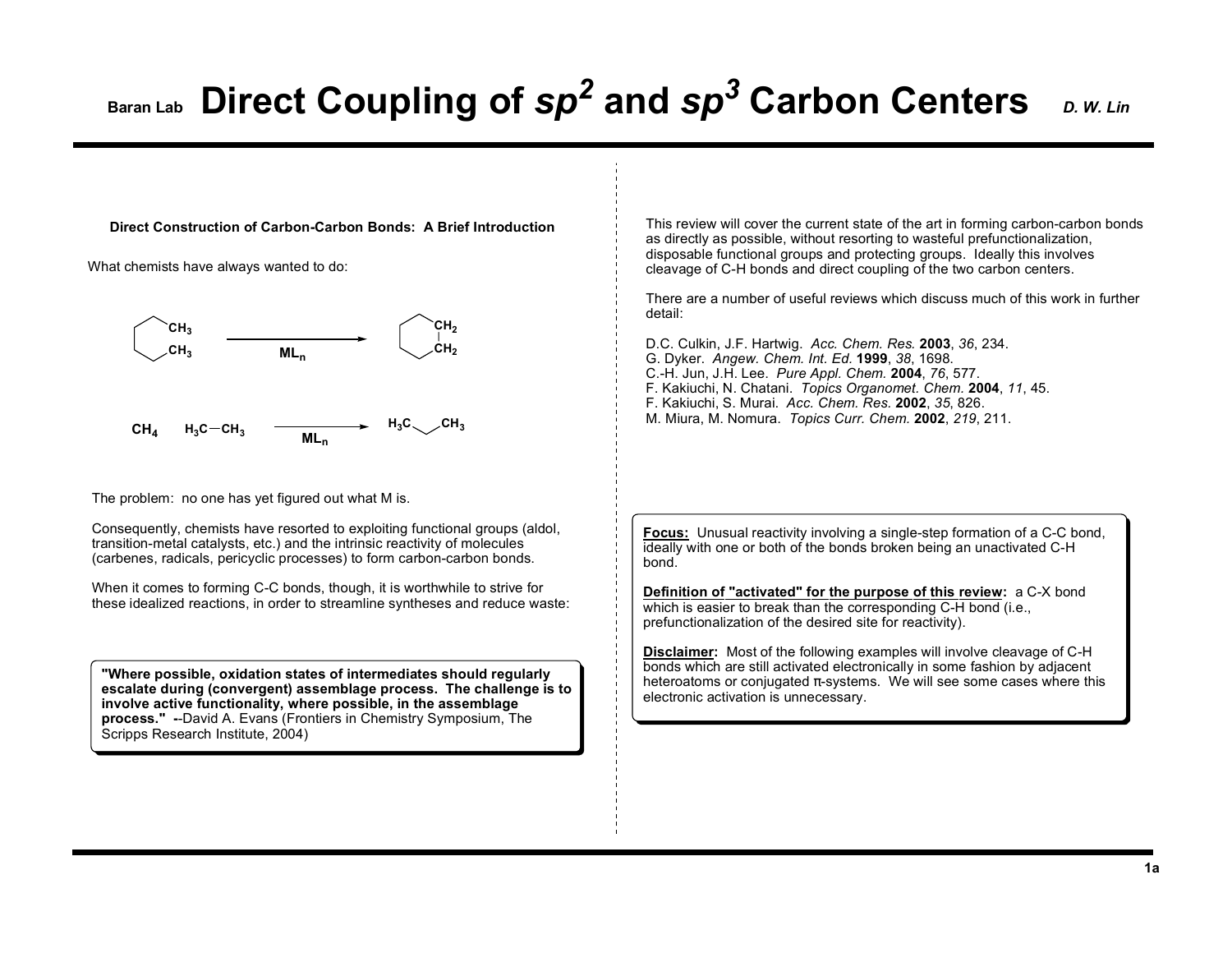# Direct Coupling of $sp^2$ and $sp^3$ Carbon Centers

Baran Lab — *D. W. Lin*

### Direct Construction of Carbon-Carbon Bonds: A Brief Introduction

What chemists have always wanted to do:

$$CH_4 \quad H_3C{-}CH_3 \xrightarrow{ML_n} H_3C{-}CH_2{-}CH_3$$

The problem: no one has yet figured out what M is.

Consequently, chemists have resorted to exploiting functional groups (aldol, transition-metal catalysts, etc.) and the intrinsic reactivity of molecules (carbenes, radicals, pericyclic processes) to form carbon-carbon bonds.

When it comes to forming C-C bonds, though, it is worthwhile to strive for these idealized reactions, in order to streamline syntheses and reduce waste:

> **"Where possible, oxidation states of intermediates should regularly escalate during (convergent) assemblage process. The challenge is to involve active functionality, where possible, in the assemblage process."** --David A. Evans (Frontiers in Chemistry Symposium, The Scripps Research Institute, 2004)

This review will cover the current state of the art in forming carbon-carbon bonds as directly as possible, without resorting to wasteful prefunctionalization, disposable functional groups and protecting groups. Ideally this involves cleavage of C-H bonds and direct coupling of the two carbon centers.

There are a number of useful reviews which discuss much of this work in further detail:

D.C. Culkin, J.F. Hartwig. *Acc. Chem. Res.* **2003**, *36*, 234.
G. Dyker. *Angew. Chem. Int. Ed.* **1999**, *38*, 1698.
C.-H. Jun, J.H. Lee. *Pure Appl. Chem.* **2004**, *76*, 577.
F. Kakiuchi, N. Chatani. *Topics Organomet. Chem.* **2004**, *11*, 45.
F. Kakiuchi, S. Murai. *Acc. Chem. Res.* **2002**, *35*, 826.
M. Miura, M. Nomura. *Topics Curr. Chem.* **2002**, *219*, 211.

> **Focus:** Unusual reactivity involving a single-step formation of a C-C bond, ideally with one or both of the bonds broken being an unactivated C-H bond.
>
> **Definition of "activated" for the purpose of this review:** a C-X bond which is easier to break than the corresponding C-H bond (i.e., prefunctionalization of the desired site for reactivity).
>
> **Disclaimer:** Most of the following examples will involve cleavage of C-H bonds which are still activated electronically in some fashion by adjacent heteroatoms or conjugated π-systems. We will see some cases where this electronic activation is unnecessary.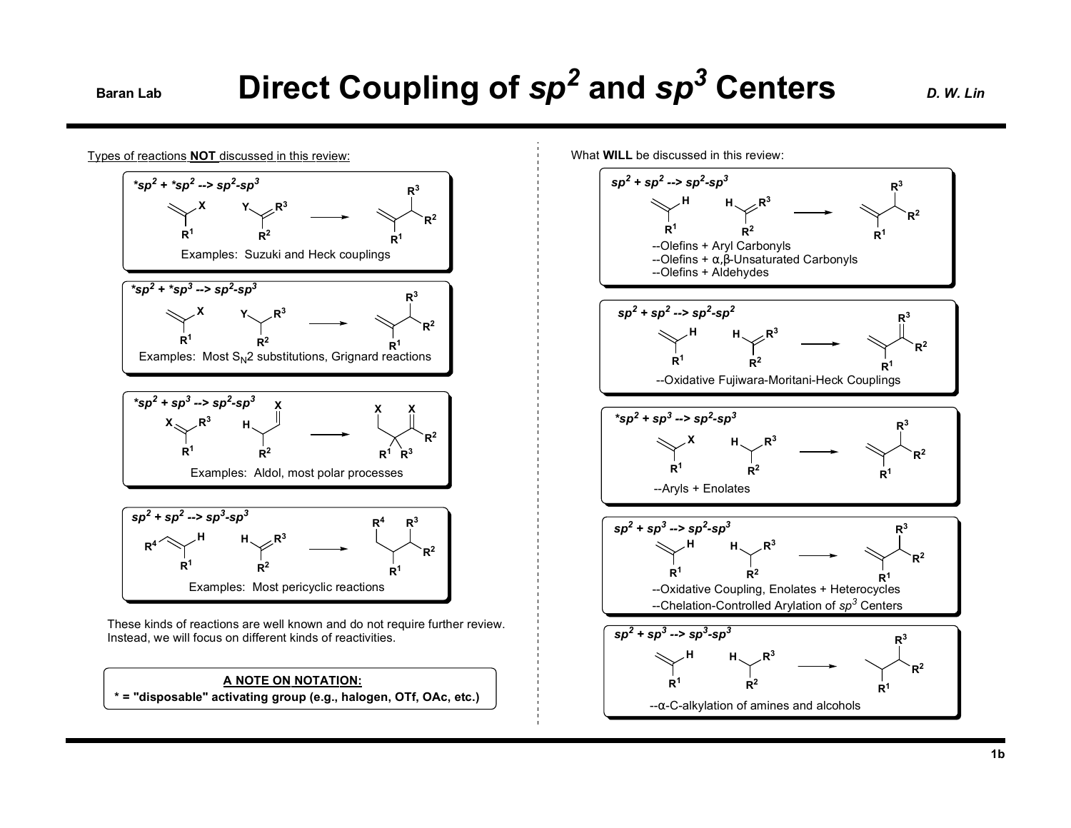# Direct Coupling of $sp^2$ and $sp^3$ Centers

Types of reactions **NOT** discussed in this review:

***$sp^2$ + *$sp^2$ --> $sp^2$-$sp^3$**

Examples: Suzuki and Heck couplings

***$sp^2$ + *$sp^3$ --> $sp^2$-$sp^3$**

Examples: Most $S_N2$ substitutions, Grignard reactions

***$sp^2$ + $sp^3$ --> $sp^2$-$sp^3$**

Examples: Aldol, most polar processes

**$sp^2$ + $sp^2$ --> $sp^3$-$sp^3$**

Examples: Most pericyclic reactions

These kinds of reactions are well known and do not require further review. Instead, we will focus on different kinds of reactivities.

**A NOTE ON NOTATION:**

**\* = "disposable" activating group (e.g., halogen, OTf, OAc, etc.)**

What **WILL** be discussed in this review:

**$sp^2$ + $sp^2$ --> $sp^2$-$sp^3$**

- --Olefins + Aryl Carbonyls
- --Olefins + α,β-Unsaturated Carbonyls
- --Olefins + Aldehydes

**$sp^2$ + $sp^2$ --> $sp^2$-$sp^2$**

- --Oxidative Fujiwara-Moritani-Heck Couplings

***$sp^2$ + $sp^3$ --> $sp^2$-$sp^3$**

- --Aryls + Enolates

**$sp^2$ + $sp^3$ --> $sp^2$-$sp^3$**

- --Oxidative Coupling, Enolates + Heterocycles
- --Chelation-Controlled Arylation of $sp^3$ Centers

**$sp^2$ + $sp^3$ --> $sp^3$-$sp^3$**

- --α-C-alkylation of amines and alcohols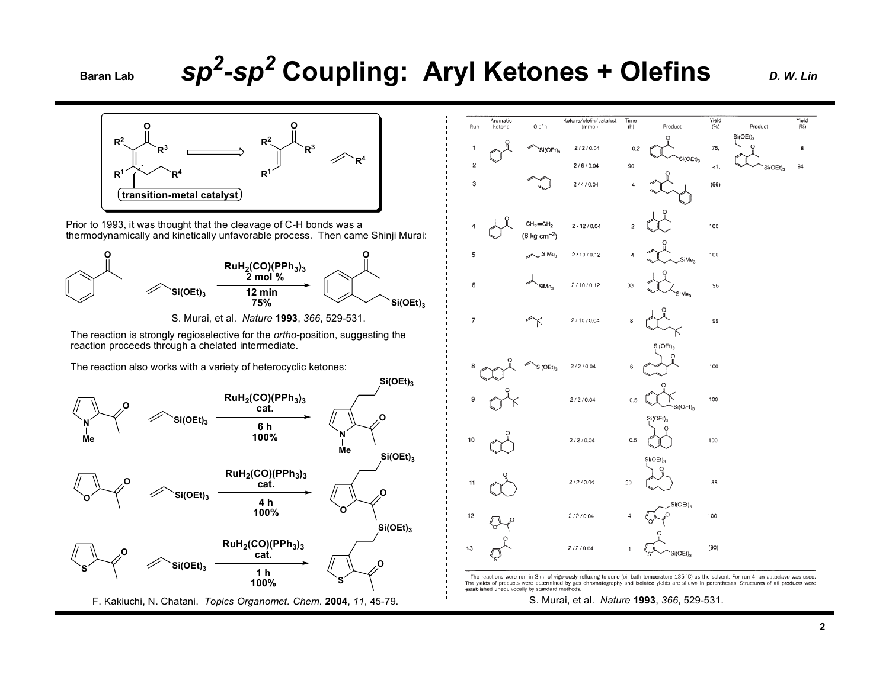# $sp^2$-$sp^2$ Coupling: Aryl Ketones + Olefins

**transition-metal catalyst**

Prior to 1993, it was thought that the cleavage of C-H bonds was a thermodynamically and kinetically unfavorable process. Then came Shinji Murai:

$RuH_2(CO)(PPh_3)_3$ 2 mol %, 12 min, 75%

S. Murai, et al. *Nature* **1993**, *366*, 529-531.

The reaction is strongly regioselective for the *ortho*-position, suggesting the reaction proceeds through a chelated intermediate.

The reaction also works with a variety of heterocyclic ketones:

- $RuH_2(CO)(PPh_3)_3$ cat., 6 h, 100%
- $RuH_2(CO)(PPh_3)_3$ cat., 4 h, 100%
- $RuH_2(CO)(PPh_3)_3$ cat., 1 h, 100%

F. Kakiuchi, N. Chatani. *Topics Organomet. Chem.* **2004**, *11*, 45-79.

| Run | Aromatic Ketone | Olefin | Ketone/olefin/catalyst (mmol) | Time (h) | Product | Yield (%) | Product | Yield (%) |
|---|---|---|---|---|---|---|---|---|
| 1 | | $Si(OEt)_3$ | 2 / 2 / 0.04 | 0.2 | | 75, | | 8 |
| 2 | | | 2 / 6 / 0.04 | 90 | | <1, | | 94 |
| 3 | | | 2 / 4 / 0.04 | 4 | | (66) | | |
| 4 | | $CH_2=CH_2$ (6 kg cm$^{-2}$) | 2 / 12 / 0.04 | 2 | | 100 | | |
| 5 | | $SiMe_3$ | 2 / 10 / 0.12 | 4 | | 100 | | |
| 6 | | $SiMe_3$ | 2 / 10 / 0.12 | 33 | | 96 | | |
| 7 | | | 2 / 10 / 0.04 | 8 | | 99 | | |
| 8 | | $Si(OEt)_3$ | 2 / 2 / 0.04 | 6 | | 100 | | |
| 9 | | | 2 / 2 / 0.04 | 0.5 | | 100 | | |
| 10 | | | 2 / 2 / 0.04 | 0.5 | | 100 | | |
| 11 | | | 2 / 2 / 0.04 | 20 | | 88 | | |
| 12 | | | 2 / 2 / 0.04 | 4 | | 100 | | |
| 13 | | | 2 / 2 / 0.04 | 1 | | (90) | | |

The reactions were run in 3 ml of vigorously refluxing toluene (oil bath temperature 135 °C) as the solvent. For run 4, an autoclave was used. The yields of products were determined by gas chromatography and isolated yields are shown in parentheses. Structures of all products were established unequivocally by standard methods.

S. Murai, et al. *Nature* **1993**, *366*, 529-531.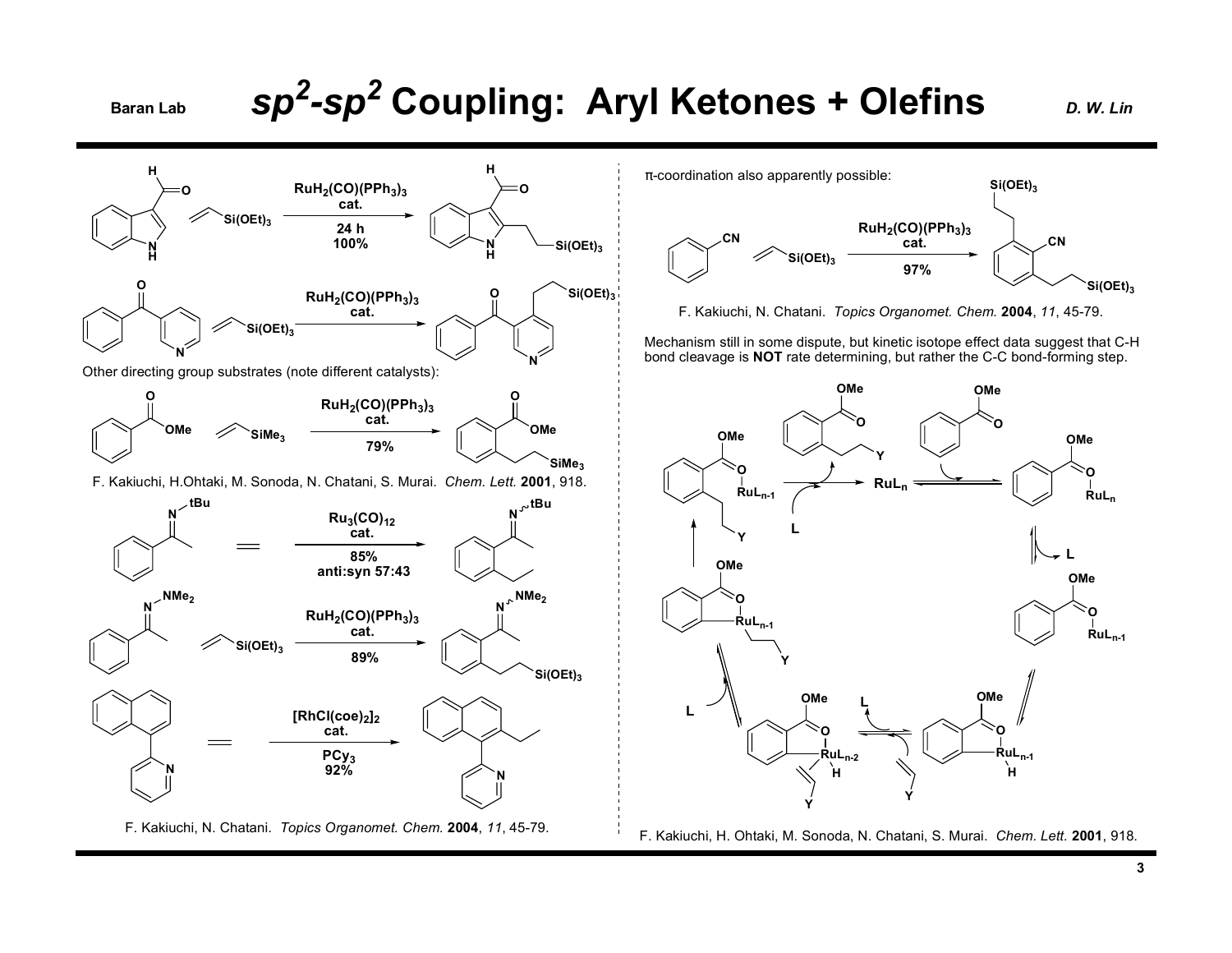# $sp^2$-$sp^2$ Coupling: Aryl Ketones + Olefins

Baran Lab — D. W. Lin

$RuH_2(CO)(PPh_3)_3$ cat., 24 h, 100%

$RuH_2(CO)(PPh_3)_3$ cat.

Other directing group substrates (note different catalysts):

$RuH_2(CO)(PPh_3)_3$ cat., 79%

F. Kakiuchi, H.Ohtaki, M. Sonoda, N. Chatani, S. Murai. *Chem. Lett.* **2001**, 918.

$Ru_3(CO)_{12}$ cat., 85%, anti:syn 57:43

$RuH_2(CO)(PPh_3)_3$ cat., 89%

$[RhCl(coe)_2]_2$ cat., $PCy_3$, 92%

F. Kakiuchi, N. Chatani. *Topics Organomet. Chem.* **2004**, *11*, 45-79.

π-coordination also apparently possible:

$RuH_2(CO)(PPh_3)_3$ cat., 97%

F. Kakiuchi, N. Chatani. *Topics Organomet. Chem.* **2004**, *11*, 45-79.

Mechanism still in some dispute, but kinetic isotope effect data suggest that C-H bond cleavage is **NOT** rate determining, but rather the C-C bond-forming step.

F. Kakiuchi, H. Ohtaki, M. Sonoda, N. Chatani, S. Murai. *Chem. Lett.* **2001**, 918.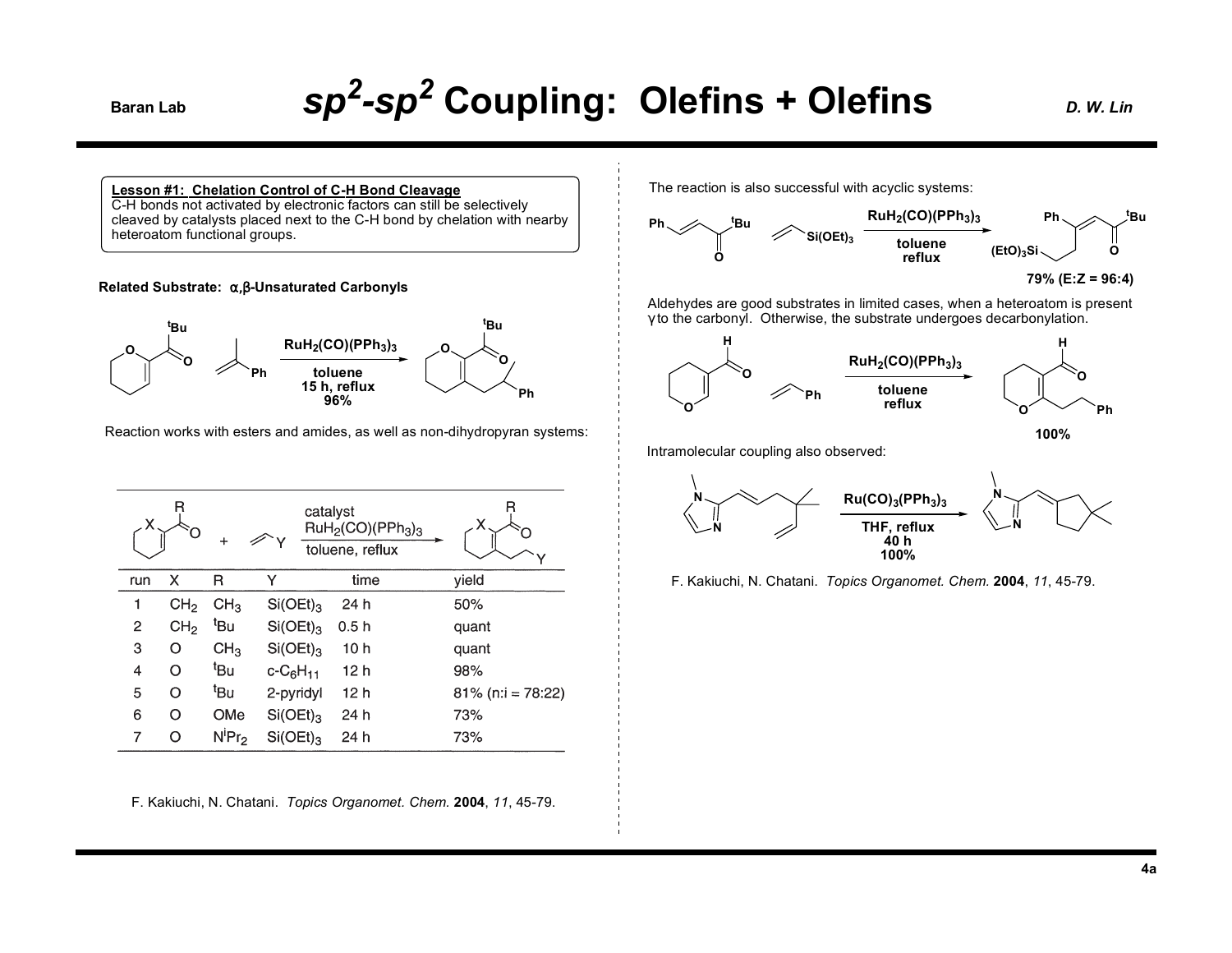# $sp^2$-$sp^2$ Coupling: Olefins + Olefins

**Lesson #1: Chelation Control of C-H Bond Cleavage**
C-H bonds not activated by electronic factors can still be selectively cleaved by catalysts placed next to the C-H bond by chelation with nearby heteroatom functional groups.

**Related Substrate: α,β-Unsaturated Carbonyls**

$RuH_2(CO)(PPh_3)_3$, toluene, 15 h, reflux, 96%

Reaction works with esters and amides, as well as non-dihydropyran systems:

catalyst $RuH_2(CO)(PPh_3)_3$, toluene, reflux

| run | X | R | Y | time | yield |
|---|---|---|---|---|---|
| 1 | $CH_2$ | $CH_3$ | $Si(OEt)_3$ | 24 h | 50% |
| 2 | $CH_2$ | $^t$Bu | $Si(OEt)_3$ | 0.5 h | quant |
| 3 | O | $CH_3$ | $Si(OEt)_3$ | 10 h | quant |
| 4 | O | $^t$Bu | c-$C_6H_{11}$ | 12 h | 98% |
| 5 | O | $^t$Bu | 2-pyridyl | 12 h | 81% (n:i = 78:22) |
| 6 | O | OMe | $Si(OEt)_3$ | 24 h | 73% |
| 7 | O | N$^i$Pr$_2$ | $Si(OEt)_3$ | 24 h | 73% |

F. Kakiuchi, N. Chatani. *Topics Organomet. Chem.* **2004**, *11*, 45-79.

The reaction is also successful with acyclic systems:

$RuH_2(CO)(PPh_3)_3$, toluene, reflux

79% (E:Z = 96:4)

Aldehydes are good substrates in limited cases, when a heteroatom is present γ to the carbonyl. Otherwise, the substrate undergoes decarbonylation.

$RuH_2(CO)(PPh_3)_3$, toluene, reflux

100%

Intramolecular coupling also observed:

$Ru(CO)_3(PPh_3)_3$, THF, reflux, 40 h, 100%

F. Kakiuchi, N. Chatani. *Topics Organomet. Chem.* **2004**, *11*, 45-79.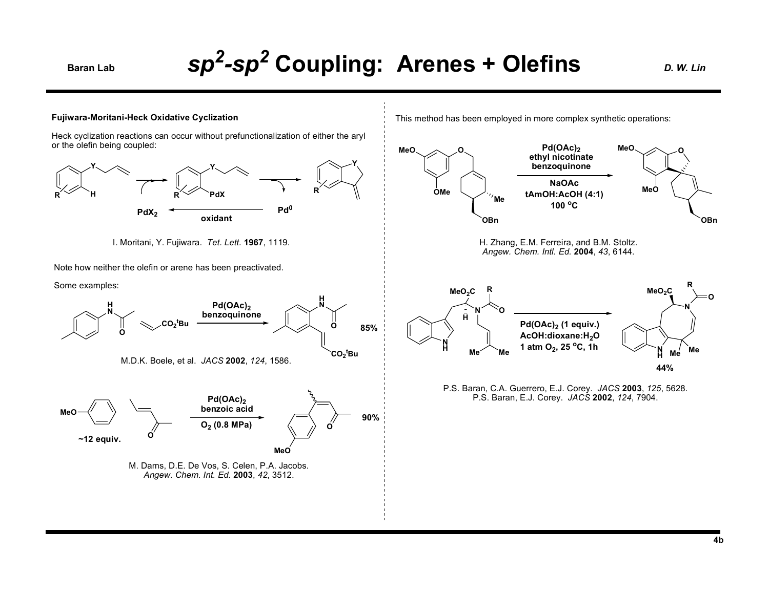# $sp^2$-$sp^2$ Coupling: Arenes + Olefins

**Fujiwara-Moritani-Heck Oxidative Cyclization**

Heck cyclization reactions can occur without prefunctionalization of either the aryl or the olefin being coupled:

$PdX_2$ — oxidant — $Pd^0$

I. Moritani, Y. Fujiwara. *Tet. Lett.* **1967**, 1119.

Note how neither the olefin or arene has been preactivated.

Some examples:

$Pd(OAc)_2$, benzoquinone — 85%

M.D.K. Boele, et al. *JACS* **2002**, *124*, 1586.

~12 equiv. — $Pd(OAc)_2$, benzoic acid, $O_2$ (0.8 MPa) — 90%

M. Dams, D.E. De Vos, S. Celen, P.A. Jacobs. *Angew. Chem. Int. Ed.* **2003**, *42*, 3512.

This method has been employed in more complex synthetic operations:

$Pd(OAc)_2$, ethyl nicotinate, benzoquinone; NaOAc, tAmOH:AcOH (4:1), 100 °C

H. Zhang, E.M. Ferreira, and B.M. Stoltz. *Angew. Chem. Intl. Ed.* **2004**, *43*, 6144.

$Pd(OAc)_2$ (1 equiv.), AcOH:dioxane:$H_2O$, 1 atm $O_2$, 25 °C, 1h — 44%

P.S. Baran, C.A. Guerrero, E.J. Corey. *JACS* **2003**, *125*, 5628.
P.S. Baran, E.J. Corey. *JACS* **2002**, *124*, 7904.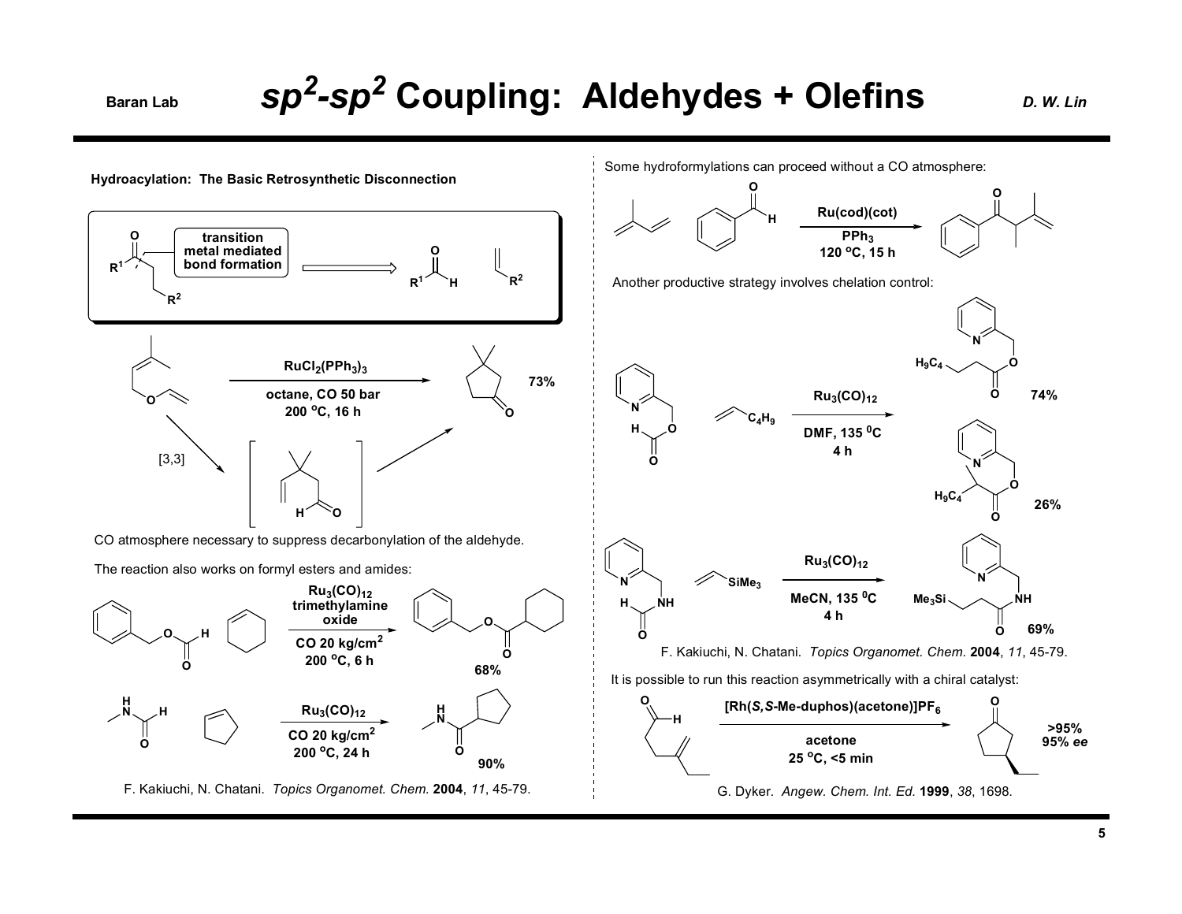# sp²-sp² Coupling: Aldehydes + Olefins

**Hydroacylation: The Basic Retrosynthetic Disconnection**

transition metal mediated bond formation

$RuCl_2(PPh_3)_3$

octane, CO 50 bar
200 °C, 16 h

73%

[3,3]

CO atmosphere necessary to suppress decarbonylation of the aldehyde.

The reaction also works on formyl esters and amides:

$Ru_3(CO)_{12}$
trimethylamine oxide

CO 20 kg/cm²
200 °C, 6 h

68%

$Ru_3(CO)_{12}$

CO 20 kg/cm²
200 °C, 24 h

90%

F. Kakiuchi, N. Chatani. *Topics Organomet. Chem.* **2004**, *11*, 45-79.

Some hydroformylations can proceed without a CO atmosphere:

Ru(cod)(cot)

$PPh_3$
120 °C, 15 h

Another productive strategy involves chelation control:

$Ru_3(CO)_{12}$

DMF, 135 °C
4 h

74%

26%

$Ru_3(CO)_{12}$

MeCN, 135 °C
4 h

69%

F. Kakiuchi, N. Chatani. *Topics Organomet. Chem.* **2004**, *11*, 45-79.

It is possible to run this reaction asymmetrically with a chiral catalyst:

$[Rh(S,S\text{-Me-duphos})(acetone)]PF_6$

acetone
25 °C, <5 min

>95%
95% *ee*

G. Dyker. *Angew. Chem. Int. Ed.* **1999**, *38*, 1698.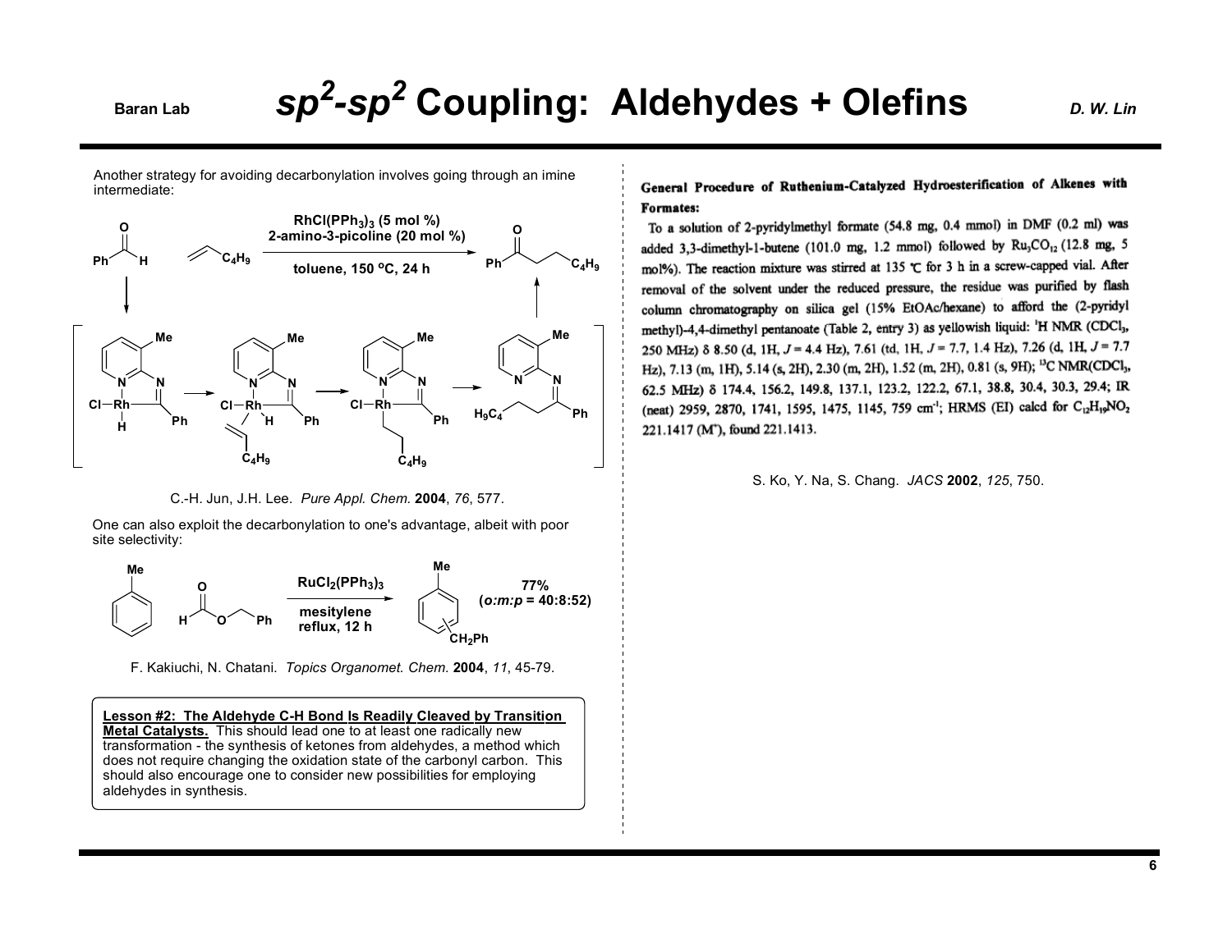# $sp^2$-$sp^2$ Coupling: Aldehydes + Olefins

Another strategy for avoiding decarbonylation involves going through an imine intermediate:

$RhCl(PPh_3)_3$ (5 mol %)
2-amino-3-picoline (20 mol %)

toluene, 150 °C, 24 h

C.-H. Jun, J.H. Lee. *Pure Appl. Chem.* **2004**, *76*, 577.

One can also exploit the decarbonylation to one's advantage, albeit with poor site selectivity:

$RuCl_2(PPh_3)_3$

mesitylene
reflux, 12 h

77%
(*o:m:p* = 40:8:52)

F. Kakiuchi, N. Chatani. *Topics Organomet. Chem.* **2004**, *11*, 45-79.

**Lesson #2: The Aldehyde C-H Bond Is Readily Cleaved by Transition Metal Catalysts.** This should lead one to at least one radically new transformation - the synthesis of ketones from aldehydes, a method which does not require changing the oxidation state of the carbonyl carbon. This should also encourage one to consider new possibilities for employing aldehydes in synthesis.

**General Procedure of Ruthenium-Catalyzed Hydroesterification of Alkenes with Formates:**

To a solution of 2-pyridylmethyl formate (54.8 mg, 0.4 mmol) in DMF (0.2 ml) was added 3,3-dimethyl-1-butene (101.0 mg, 1.2 mmol) followed by $Ru_3CO_{12}$ (12.8 mg, 5 mol%). The reaction mixture was stirred at 135 °C for 3 h in a screw-capped vial. After removal of the solvent under the reduced pressure, the residue was purified by flash column chromatography on silica gel (15% EtOAc/hexane) to afford the (2-pyridyl methyl)-4,4-dimethyl pentanoate (Table 2, entry 3) as yellowish liquid: $^1$H NMR ($CDCl_3$, 250 MHz) δ 8.50 (d, 1H, $J$ = 4.4 Hz), 7.61 (td, 1H, $J$ = 7.7, 1.4 Hz), 7.26 (d, 1H, $J$ = 7.7 Hz), 7.13 (m, 1H), 5.14 (s, 2H), 2.30 (m, 2H), 1.52 (m, 2H), 0.81 (s, 9H); $^{13}$C NMR($CDCl_3$, 62.5 MHz) δ 174.4, 156.2, 149.8, 137.1, 123.2, 122.2, 67.1, 38.8, 30.4, 30.3, 29.4; IR (neat) 2959, 2870, 1741, 1595, 1475, 1145, 759 cm$^{-1}$; HRMS (EI) calcd for $C_{12}H_{19}NO_2$ 221.1417 ($M^+$), found 221.1413.

S. Ko, Y. Na, S. Chang. *JACS* **2002**, *125*, 750.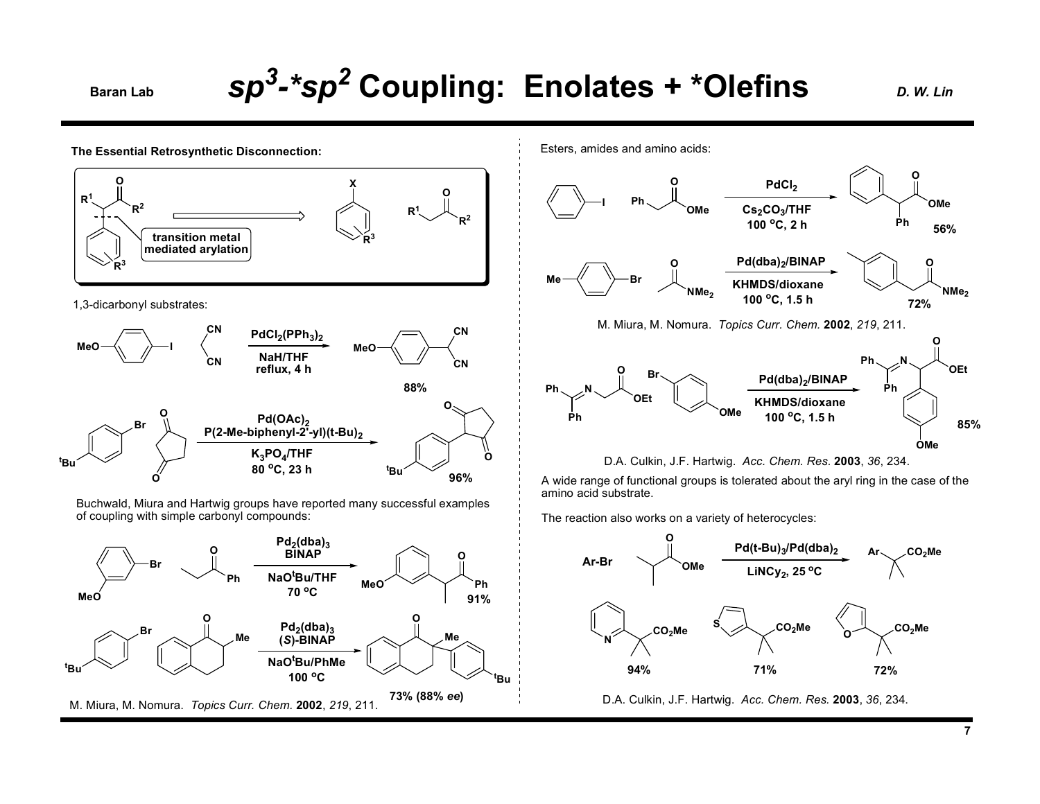# $sp^3$-*$sp^2$ Coupling: Enolates + *Olefins

**The Essential Retrosynthetic Disconnection:**

transition metal mediated arylation

1,3-dicarbonyl substrates:

$PdCl_2(PPh_3)_2$
NaH/THF
reflux, 4 h

88%

$Pd(OAc)_2$
P(2-Me-biphenyl-2'-yl)(t-Bu)$_2$
$K_3PO_4$/THF
80 °C, 23 h

96%

Buchwald, Miura and Hartwig groups have reported many successful examples of coupling with simple carbonyl compounds:

$Pd_2(dba)_3$
BINAP
NaO$^t$Bu/THF
70 °C

91%

$Pd_2(dba)_3$
(*S*)-BINAP
NaO$^t$Bu/PhMe
100 °C

73% (88% *ee*)

M. Miura, M. Nomura. *Topics Curr. Chem.* **2002**, *219*, 211.

Esters, amides and amino acids:

$PdCl_2$
$Cs_2CO_3$/THF
100 °C, 2 h

56%

Pd(dba)$_2$/BINAP
KHMDS/dioxane
100 °C, 1.5 h

72%

M. Miura, M. Nomura. *Topics Curr. Chem.* **2002**, *219*, 211.

Pd(dba)$_2$/BINAP
KHMDS/dioxane
100 °C, 1.5 h

85%

D.A. Culkin, J.F. Hartwig. *Acc. Chem. Res.* **2003**, *36*, 234.

A wide range of functional groups is tolerated about the aryl ring in the case of the amino acid substrate.

The reaction also works on a variety of heterocycles:

Ar-Br

Pd(t-Bu)$_3$/Pd(dba)$_2$
LiNCy$_2$, 25 °C

Ar–C(Me)$_2$CO$_2$Me

94% 71% 72%

D.A. Culkin, J.F. Hartwig. *Acc. Chem. Res.* **2003**, *36*, 234.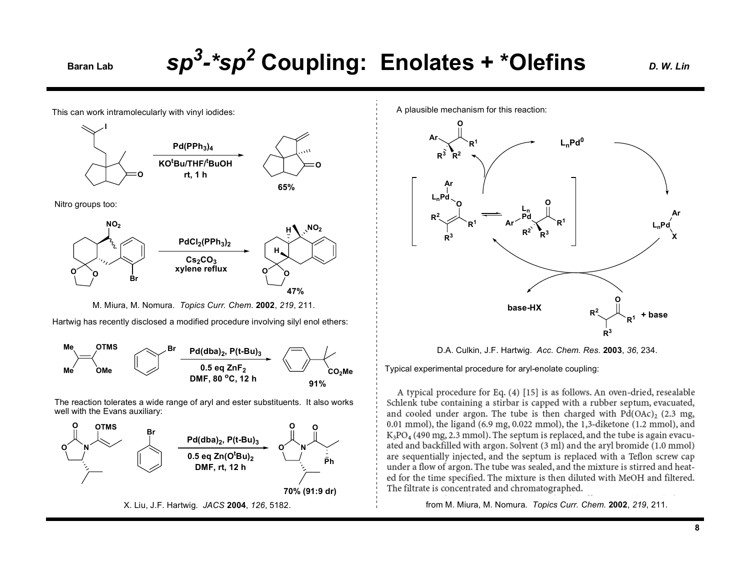# $sp^3$-*$sp^2$ Coupling: Enolates + *Olefins

This can work intramolecularly with vinyl iodides:

$Pd(PPh_3)_4$, $KO^tBu/THF/^tBuOH$, rt, 1 h — 65%

Nitro groups too:

$PdCl_2(PPh_3)_2$, $Cs_2CO_3$, xylene reflux — 47%

M. Miura, M. Nomura. *Topics Curr. Chem.* **2002**, *219*, 211.

Hartwig has recently disclosed a modified procedure involving silyl enol ethers:

$Pd(dba)_2$, $P(t\text{-}Bu)_3$, 0.5 eq $ZnF_2$, DMF, 80 °C, 12 h — 91%

The reaction tolerates a wide range of aryl and ester substituents. It also works well with the Evans auxiliary:

$Pd(dba)_2$, $P(t\text{-}Bu)_3$, 0.5 eq $Zn(O^tBu)_2$, DMF, rt, 12 h — 70% (91:9 dr)

X. Liu, J.F. Hartwig. *JACS* **2004**, *126*, 5182.

A plausible mechanism for this reaction:

$L_nPd^0$ → $L_nPd(Ar)X$; ketone + base → base-HX; $L_nPd(Ar)$–O-enolate ⇌ $L_nPd(Ar)$–C-enolate → α-aryl ketone + $L_nPd^0$

D.A. Culkin, J.F. Hartwig. *Acc. Chem. Res.* **2003**, *36*, 234.

Typical experimental procedure for aryl-enolate coupling:

A typical procedure for Eq. (4) [15] is as follows. An oven-dried, resealable Schlenk tube containing a stirbar is capped with a rubber septum, evacuated, and cooled under argon. The tube is then charged with $Pd(OAc)_2$ (2.3 mg, 0.01 mmol), the ligand (6.9 mg, 0.022 mmol), the 1,3-diketone (1.2 mmol), and $K_3PO_4$ (490 mg, 2.3 mmol). The septum is replaced, and the tube is again evacuated and backfilled with argon. Solvent (3 ml) and the aryl bromide (1.0 mmol) are sequentially injected, and the septum is replaced with a Teflon screw cap under a flow of argon. The tube was sealed, and the mixture is stirred and heated for the time specified. The mixture is then diluted with MeOH and filtered. The filtrate is concentrated and chromatographed.

from M. Miura, M. Nomura. *Topics Curr. Chem.* **2002**, *219*, 211.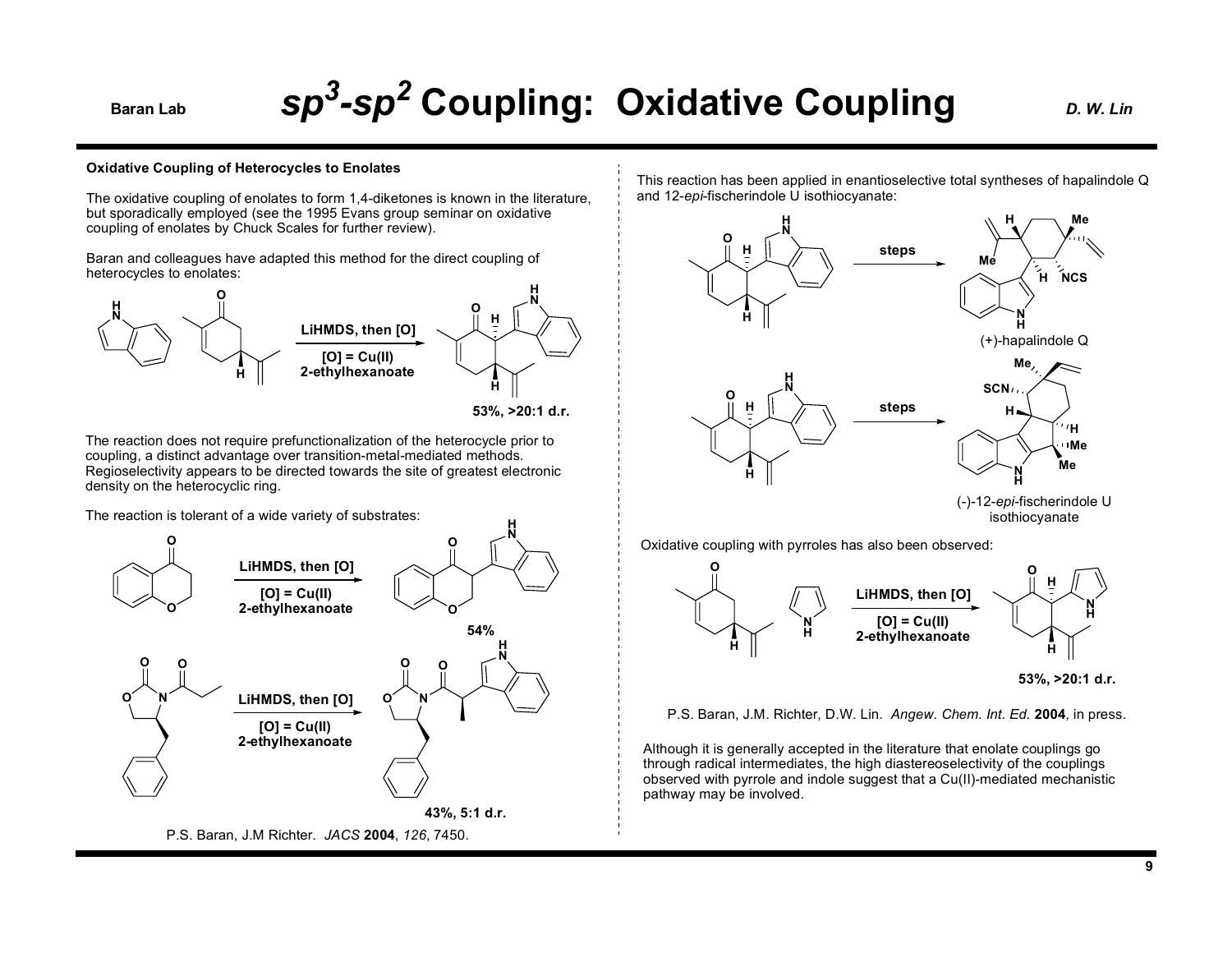# $sp^3$-$sp^2$ Coupling: Oxidative Coupling

**Oxidative Coupling of Heterocycles to Enolates**

The oxidative coupling of enolates to form 1,4-diketones is known in the literature, but sporadically employed (see the 1995 Evans group seminar on oxidative coupling of enolates by Chuck Scales for further review).

Baran and colleagues have adapted this method for the direct coupling of heterocycles to enolates:

LiHMDS, then [O]

[O] = Cu(II) 2-ethylhexanoate

53%, >20:1 d.r.

The reaction does not require prefunctionalization of the heterocycle prior to coupling, a distinct advantage over transition-metal-mediated methods. Regioselectivity appears to be directed towards the site of greatest electronic density on the heterocyclic ring.

The reaction is tolerant of a wide variety of substrates:

LiHMDS, then [O]

[O] = Cu(II) 2-ethylhexanoate

54%

LiHMDS, then [O]

[O] = Cu(II) 2-ethylhexanoate

43%, 5:1 d.r.

P.S. Baran, J.M Richter. *JACS* **2004**, *126*, 7450.

This reaction has been applied in enantioselective total syntheses of hapalindole Q and 12-*epi*-fischerindole U isothiocyanate:

steps

(+)-hapalindole Q

steps

(-)-12-*epi*-fischerindole U isothiocyanate

Oxidative coupling with pyrroles has also been observed:

LiHMDS, then [O]

[O] = Cu(II) 2-ethylhexanoate

53%, >20:1 d.r.

P.S. Baran, J.M. Richter, D.W. Lin. *Angew. Chem. Int. Ed.* **2004**, in press.

Although it is generally accepted in the literature that enolate couplings go through radical intermediates, the high diastereoselectivity of the couplings observed with pyrrole and indole suggest that a Cu(II)-mediated mechanistic pathway may be involved.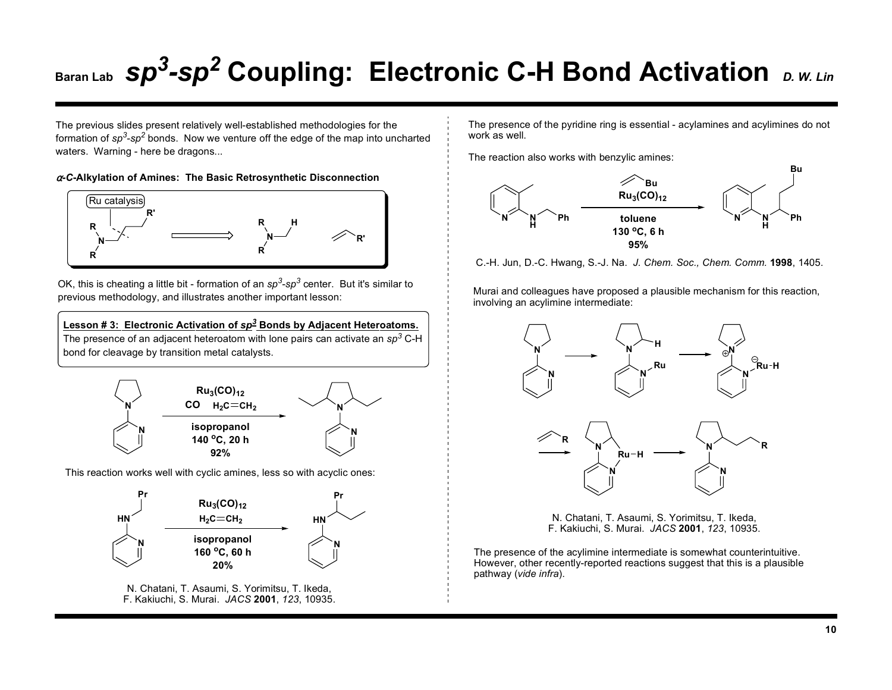# $sp^3$-$sp^2$ Coupling: Electronic C-H Bond Activation

*D. W. Lin*

The previous slides present relatively well-established methodologies for the formation of $sp^3$-$sp^2$ bonds. Now we venture off the edge of the map into uncharted waters. Warning - here be dragons...

**α-C-Alkylation of Amines: The Basic Retrosynthetic Disconnection**

Ru catalysis

OK, this is cheating a little bit - formation of an $sp^3$-$sp^3$ center. But it's similar to previous methodology, and illustrates another important lesson:

**Lesson # 3: Electronic Activation of $sp^3$ Bonds by Adjacent Heteroatoms.**
The presence of an adjacent heteroatom with lone pairs can activate an $sp^3$ C-H bond for cleavage by transition metal catalysts.

$Ru_3(CO)_{12}$, CO, $H_2C{=}CH_2$, isopropanol, 140 °C, 20 h, 92%

This reaction works well with cyclic amines, less so with acyclic ones:

$Ru_3(CO)_{12}$, $H_2C{=}CH_2$, isopropanol, 160 °C, 60 h, 20%

N. Chatani, T. Asaumi, S. Yorimitsu, T. Ikeda, F. Kakiuchi, S. Murai. *JACS* **2001**, *123*, 10935.

The presence of the pyridine ring is essential - acylamines and acylimines do not work as well.

The reaction also works with benzylic amines:

$Ru_3(CO)_{12}$, toluene, 130 °C, 6 h, 95%

C.-H. Jun, D.-C. Hwang, S.-J. Na. *J. Chem. Soc., Chem. Comm.* **1998**, 1405.

Murai and colleagues have proposed a plausible mechanism for this reaction, involving an acylimine intermediate:

N. Chatani, T. Asaumi, S. Yorimitsu, T. Ikeda, F. Kakiuchi, S. Murai. *JACS* **2001**, *123*, 10935.

The presence of the acylimine intermediate is somewhat counterintuitive. However, other recently-reported reactions suggest that this is a plausible pathway (*vide infra*).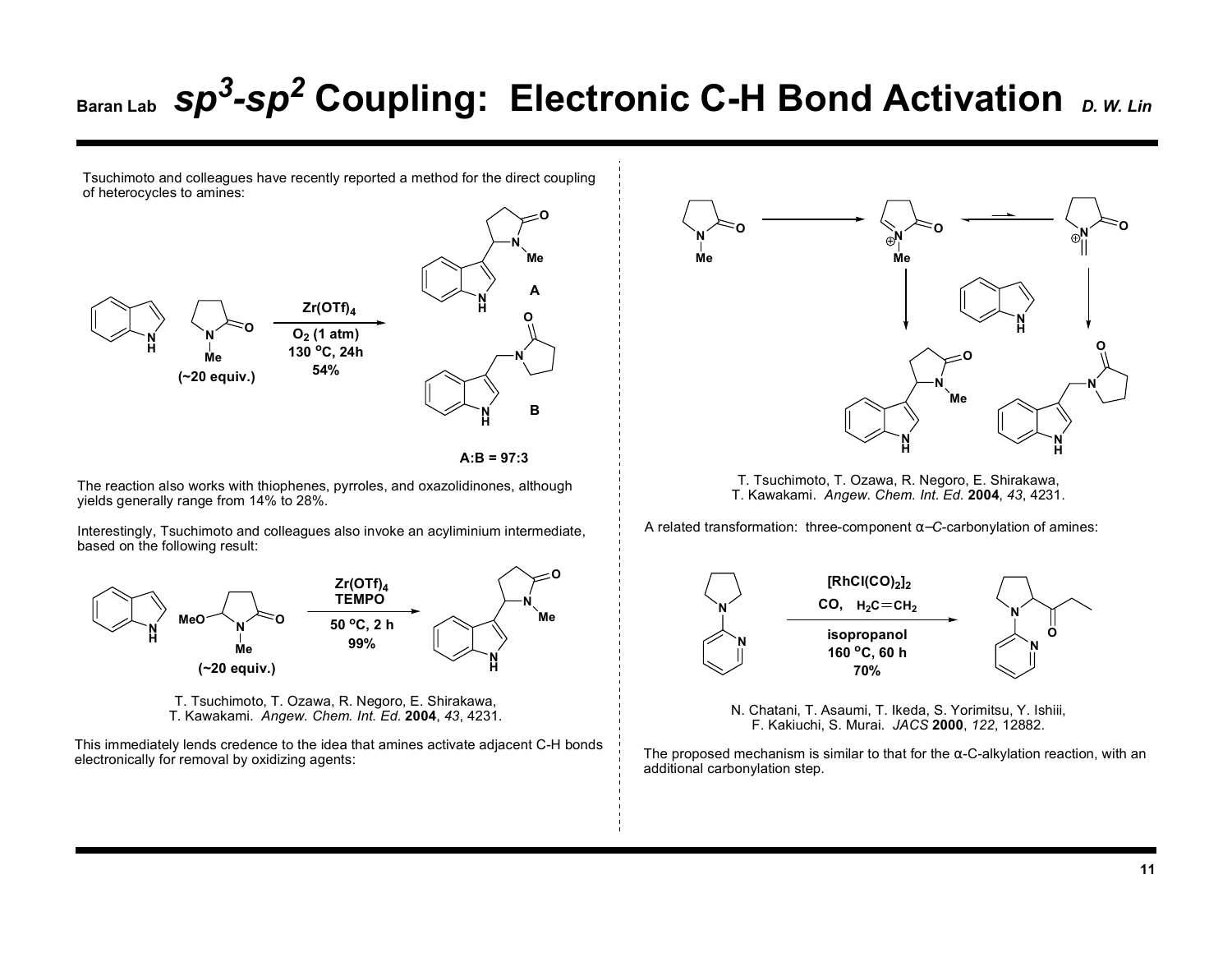# $sp^3$-$sp^2$ Coupling: Electronic C-H Bond Activation

Tsuchimoto and colleagues have recently reported a method for the direct coupling of heterocycles to amines:

(~20 equiv.)

$Zr(OTf)_4$
$O_2$ (1 atm)
130 °C, 24h
54%

A

B

A:B = 97:3

The reaction also works with thiophenes, pyrroles, and oxazolidinones, although yields generally range from 14% to 28%.

Interestingly, Tsuchimoto and colleagues also invoke an acyliminium intermediate, based on the following result:

MeO

(~20 equiv.)

$Zr(OTf)_4$
TEMPO
50 °C, 2 h
99%

T. Tsuchimoto, T. Ozawa, R. Negoro, E. Shirakawa, T. Kawakami. *Angew. Chem. Int. Ed.* **2004**, *43*, 4231.

This immediately lends credence to the idea that amines activate adjacent C-H bonds electronically for removal by oxidizing agents:

T. Tsuchimoto, T. Ozawa, R. Negoro, E. Shirakawa, T. Kawakami. *Angew. Chem. Int. Ed.* **2004**, *43*, 4231.

A related transformation: three-component α–*C*-carbonylation of amines:

$[RhCl(CO)_2]_2$
CO, $H_2C{=}CH_2$
isopropanol
160 °C, 60 h
70%

N. Chatani, T. Asaumi, T. Ikeda, S. Yorimitsu, Y. Ishiii, F. Kakiuchi, S. Murai. *JACS* **2000**, *122*, 12882.

The proposed mechanism is similar to that for the α-C-alkylation reaction, with an additional carbonylation step.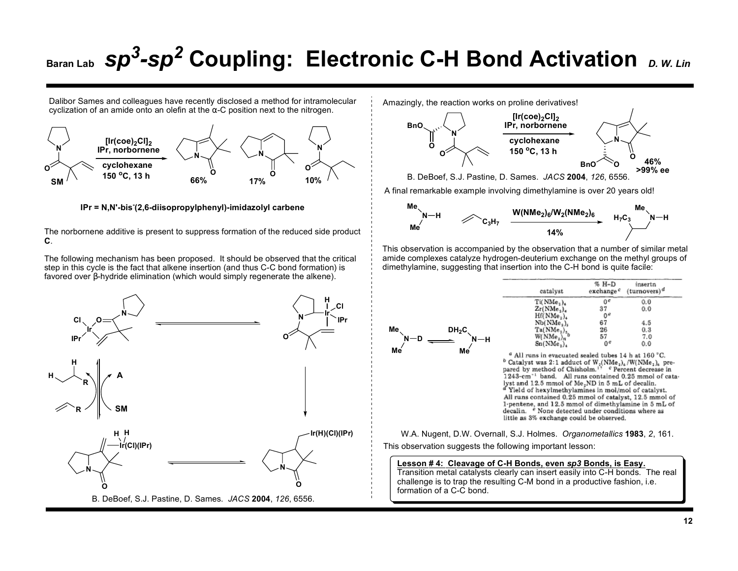# $sp^3$-$sp^2$ Coupling: Electronic C-H Bond Activation

Dalibor Sames and colleagues have recently disclosed a method for intramolecular cyclization of an amide onto an olefin at the α-C position next to the nitrogen.

SM → $[Ir(coe)_2Cl]_2$, IPr, norbornene, cyclohexane, 150 °C, 13 h → 66%, 17%, 10%

**IPr = N,N'-bis-(2,6-diisopropylphenyl)-imidazolyl carbene**

The norbornene additive is present to suppress formation of the reduced side product **C**.

The following mechanism has been proposed. It should be observed that the critical step in this cycle is the fact that alkene insertion (and thus C-C bond formation) is favored over β-hydride elimination (which would simply regenerate the alkene).

B. DeBoef, S.J. Pastine, D. Sames. *JACS* **2004**, *126*, 6556.

Amazingly, the reaction works on proline derivatives!

$[Ir(coe)_2Cl]_2$, IPr, norbornene, cyclohexane, 150 °C, 13 h → 46%, >99% ee

B. DeBoef, S.J. Pastine, D. Sames. *JACS* **2004**, *126*, 6556.

A final remarkable example involving dimethylamine is over 20 years old!

$Me_2NH$ + 1-pentene ($C_3H_7$) → $W(NMe_2)_6/W_2(NMe_2)_6$, 14% → $H_7C_3CH(CH_3)CH_2NHMe$

This observation is accompanied by the observation that a number of similar metal amide complexes catalyze hydrogen-deuterium exchange on the methyl groups of dimethylamine, suggesting that insertion into the C-H bond is quite facile:

$Me_2N$–D ⇌ $DH_2C(Me)N$–H

| catalyst | % H–D exchange[c] | insertn (turnovers)[d] |
|---|---|---|
| $Ti(NMe_2)_4$ | 0[e] | 0.0 |
| $Zr(NMe_2)_4$ | 37 | 0.0 |
| $Hf(NMe_2)_4$ | 0[e] | |
| $Nb(NMe_2)_5$ | 67 | 4.5 |
| $Ta(NMe_2)_5$ | 26 | 0.3 |
| $W(NMe_2)_n$[b] | 57 | 7.0 |
| $Sn(NMe_2)_4$ | 0[e] | 0.0 |

[a] All runs in evacuated sealed tubes 14 h at 160 °C. [b] Catalyst was 2:1 adduct of $W_2(NMe_2)_6/W(NMe_2)_6$ prepared by method of Chisholm.[17] [c] Percent decrease in 1243-cm$^{-1}$ band. All runs contained 0.25 mmol of catalyst and 12.5 mmol of $Me_2ND$ in 5 mL of decalin. [d] Yield of hexylmethylamines in mol/mol of catalyst. All runs contained 0.25 mmol of catalyst, 12.5 mmol of 1-pentene, and 12.5 mmol of dimethylamine in 5 mL of decalin. [e] None detected under conditions where as little as 3% exchange could be observed.

W.A. Nugent, D.W. Overnall, S.J. Holmes. *Organometallics* **1983**, *2*, 161.

This observation suggests the following important lesson:

**Lesson # 4: Cleavage of C-H Bonds, even *sp3* Bonds, is Easy.**
Transition metal catalysts clearly can insert easily into C-H bonds. The real challenge is to trap the resulting C-M bond in a productive fashion, i.e. formation of a C-C bond.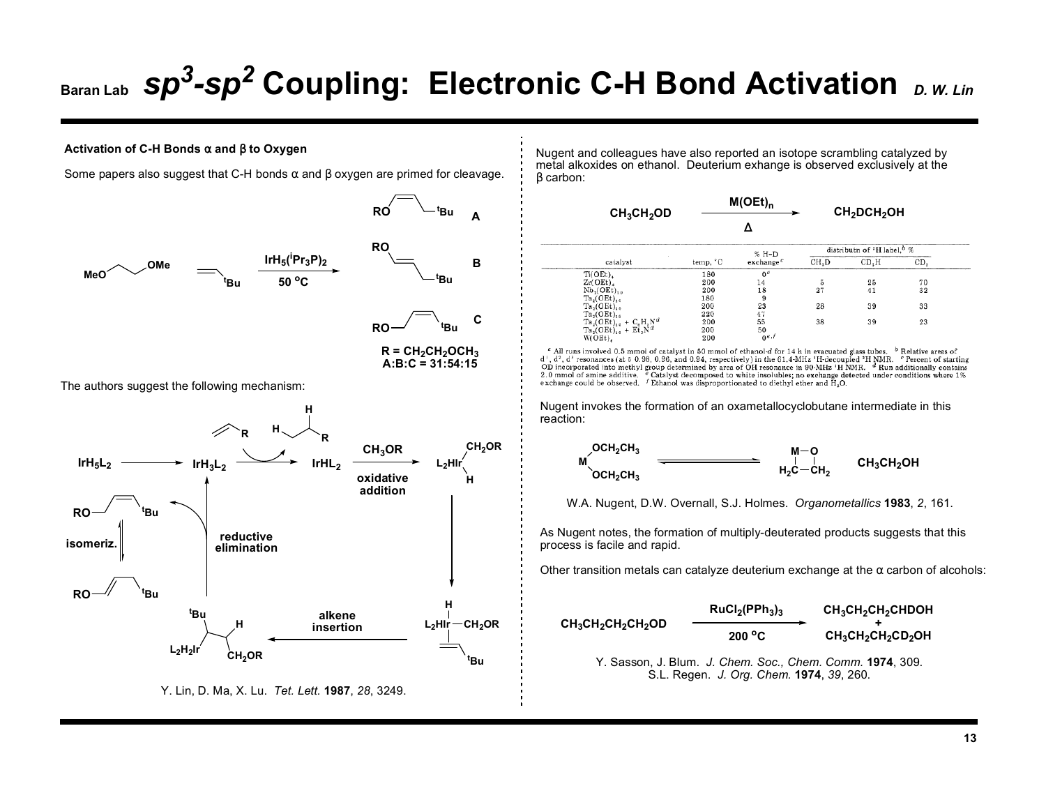# $sp^3$-$sp^2$ Coupling: Electronic C-H Bond Activation

**Activation of C-H Bonds α and β to Oxygen**

Some papers also suggest that C-H bonds α and β oxygen are primed for cleavage.

MeO–CH₂CH₂–OMe + $CH_2$=CH–$^t$Bu → ($IrH_5(^iPr_3P)_2$, 50 °C) → A + B + C

R = $CH_2CH_2OCH_3$
A:C:C = 31:54:15

The authors suggest the following mechanism:

$IrH_5L_2$ → $IrH_3L_2$ → (alkene → alkane) $IrHL_2$ → ($CH_3OR$, oxidative addition) $L_2HIr(CH_2OR)(H)$ → alkene coordination → (alkene insertion) → (reductive elimination) → RO–CH₂–CH=CH–$^t$Bu (isomeriz.)

Y. Lin, D. Ma, X. Lu. *Tet. Lett.* **1987**, *28*, 3249.

Nugent and colleagues have also reported an isotope scrambling catalyzed by metal alkoxides on ethanol. Deuterium exhange is observed exclusively at the β carbon:

$$CH_3CH_2OD \xrightarrow[\Delta]{M(OEt)_n} CH_2DCH_2OH$$

| catalyst | temp, °C | % H–D exchange[c] | distributn of ²H label,[b] % | | |
|---|---|---|---|---|---|
| | | | $CH_2D$ | $CD_2H$ | $CD_3$ |
| $Ti(OEt)_4$ | 180 | 0[e] | | | |
| $Zr(OEt)_4$ | 200 | 14 | 5 | 25 | 70 |
| $Nb_2(OEt)_{10}$ | 200 | 18 | 27 | 41 | 32 |
| $Ta_2(OEt)_{10}$ | 180 | 9 | | | |
| $Ta_2(OEt)_{10}$ | 200 | 23 | 28 | 39 | 33 |
| $Ta_2(OEt)_{10}$ | 220 | 47 | | | |
| $Ta_2(OEt)_{10}$ + $C_5H_5N$[d] | 200 | 55 | 38 | 39 | 23 |
| $Ta_2(OEt)_{10}$ + $Et_3N$[d] | 200 | 50 | | | |
| $W(OEt)_6$ | 200 | 0[e,f] | | | |

[a] All runs involved 0.5 mmol of catalyst in 50 mmol of ethanol-d for 14 h in evacuated glass tubes. [b] Relative areas of d¹, d², d³ resonances (at δ 0.98, 0.96, and 0.94, respectively) in the 61.4-MHz ¹H-decoupled ²H NMR. [c] Percent of starting OD incorporated into methyl group determined by area of OH resonance in 90-MHz ¹H NMR. [d] Run additionally contains 2.0 mmol of amine additive. [e] Catalyst decomposed to white insolubles; no exchange detected under conditions where 1% exchange could be observed. [f] Ethanol was disproportionated to diethyl ether and $H_2O$.

Nugent invokes the formation of an oxametallocyclobutane intermediate in this reaction:

$M(OCH_2CH_3)_2$ ⇌ M–O–$CH_2$–$CH_2$ (oxametallacyclobutane) + $CH_3CH_2OH$

W.A. Nugent, D.W. Overnall, S.J. Holmes. *Organometallics* **1983**, *2*, 161.

As Nugent notes, the formation of multiply-deuterated products suggests that this process is facile and rapid.

Other transition metals can catalyze deuterium exchange at the α carbon of alcohols:

$$CH_3CH_2CH_2CH_2OD \xrightarrow[200\ ^oC]{RuCl_2(PPh_3)_3} CH_3CH_2CH_2CHDOH + CH_3CH_2CH_2CD_2OH$$

Y. Sasson, J. Blum. *J. Chem. Soc., Chem. Comm.* **1974**, 309.
S.L. Regen. *J. Org. Chem.* **1974**, *39*, 260.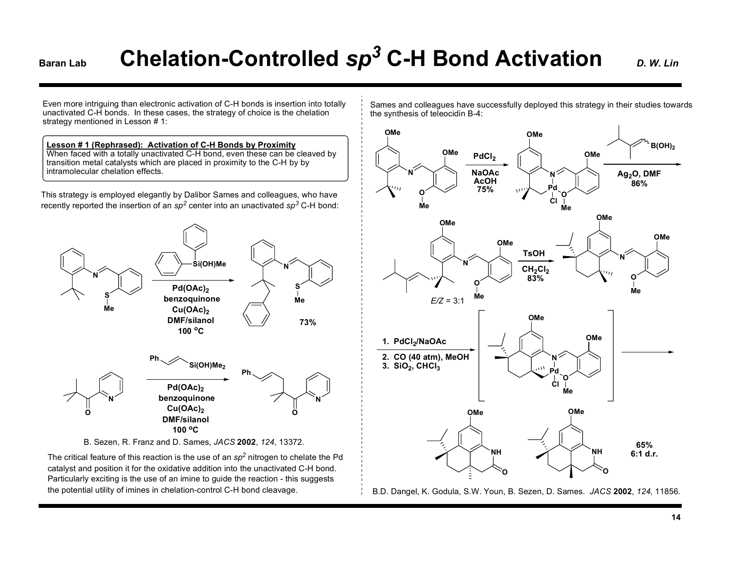# Chelation-Controlled $sp^3$ C-H Bond Activation

Even more intriguing than electronic activation of C-H bonds is insertion into totally unactivated C-H bonds. In these cases, the strategy of choice is the chelation strategy mentioned in Lesson # 1:

> **Lesson # 1 (Rephrased): Activation of C-H Bonds by Proximity**
> When faced with a totally unactivated C-H bond, even these can be cleaved by transition metal catalysts which are placed in proximity to the C-H by by intramolecular chelation effects.

This strategy is employed elegantly by Dalibor Sames and colleagues, who have recently reported the insertion of an $sp^2$ center into an unactivated $sp^3$ C-H bond:

**Pd(OAc)$_2$, benzoquinone, Cu(OAc)$_2$, DMF/silanol, 100 °C**

- Ph$_2$Si(OH)Me: 73%
- PhCH=CHSi(OH)Me$_2$

B. Sezen, R. Franz and D. Sames, *JACS* **2002**, *124*, 13372.

The critical feature of this reaction is the use of an $sp^2$ nitrogen to chelate the Pd catalyst and position it for the oxidative addition into the unactivated C-H bond. Particularly exciting is the use of an imine to guide the reaction - this suggests the potential utility of imines in chelation-control C-H bond cleavage.

Sames and colleagues have successfully deployed this strategy in their studies towards the synthesis of teleocidin B-4:

- PdCl$_2$, NaOAc, AcOH: 75%
- B(OH)$_2$, Ag$_2$O, DMF: 86% (*E/Z* = 3:1)
- TsOH, CH$_2$Cl$_2$: 83%
- 1. PdCl$_2$/NaOAc; 2. CO (40 atm), MeOH; 3. SiO$_2$, CHCl$_3$: 65%, 6:1 d.r.

B.D. Dangel, K. Godula, S.W. Youn, B. Sezen, D. Sames. *JACS* **2002**, *124*, 11856.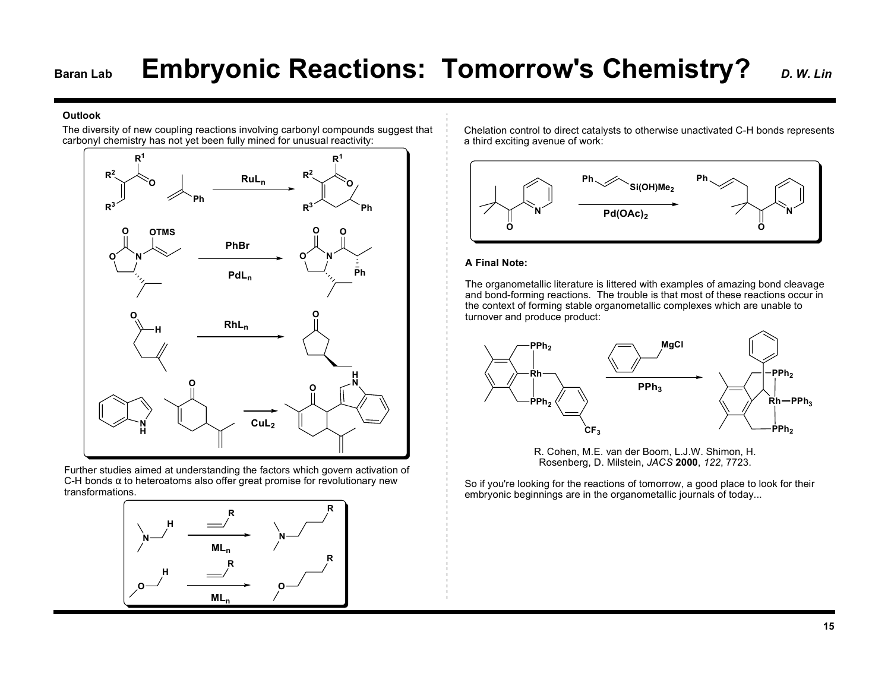# Embryonic Reactions: Tomorrow's Chemistry?

### Outlook

The diversity of new coupling reactions involving carbonyl compounds suggest that carbonyl chemistry has not yet been fully mined for unusual reactivity:

$RuL_n$

PhBr

$PdL_n$

$RhL_n$

$CuL_2$

Further studies aimed at understanding the factors which govern activation of C-H bonds α to heteroatoms also offer great promise for revolutionary new transformations.

$ML_n$

$ML_n$

Chelation control to direct catalysts to otherwise unactivated C-H bonds represents a third exciting avenue of work:

$Si(OH)Me_2$

$Pd(OAc)_2$

### A Final Note:

The organometallic literature is littered with examples of amazing bond cleavage and bond-forming reactions. The trouble is that most of these reactions occur in the context of forming stable organometallic complexes which are unable to turnover and produce product:

MgCl

$PPh_3$

R. Cohen, M.E. van der Boom, L.J.W. Shimon, H. Rosenberg, D. Milstein, *JACS* **2000**, *122*, 7723.

So if you're looking for the reactions of tomorrow, a good place to look for their embryonic beginnings are in the organometallic journals of today...